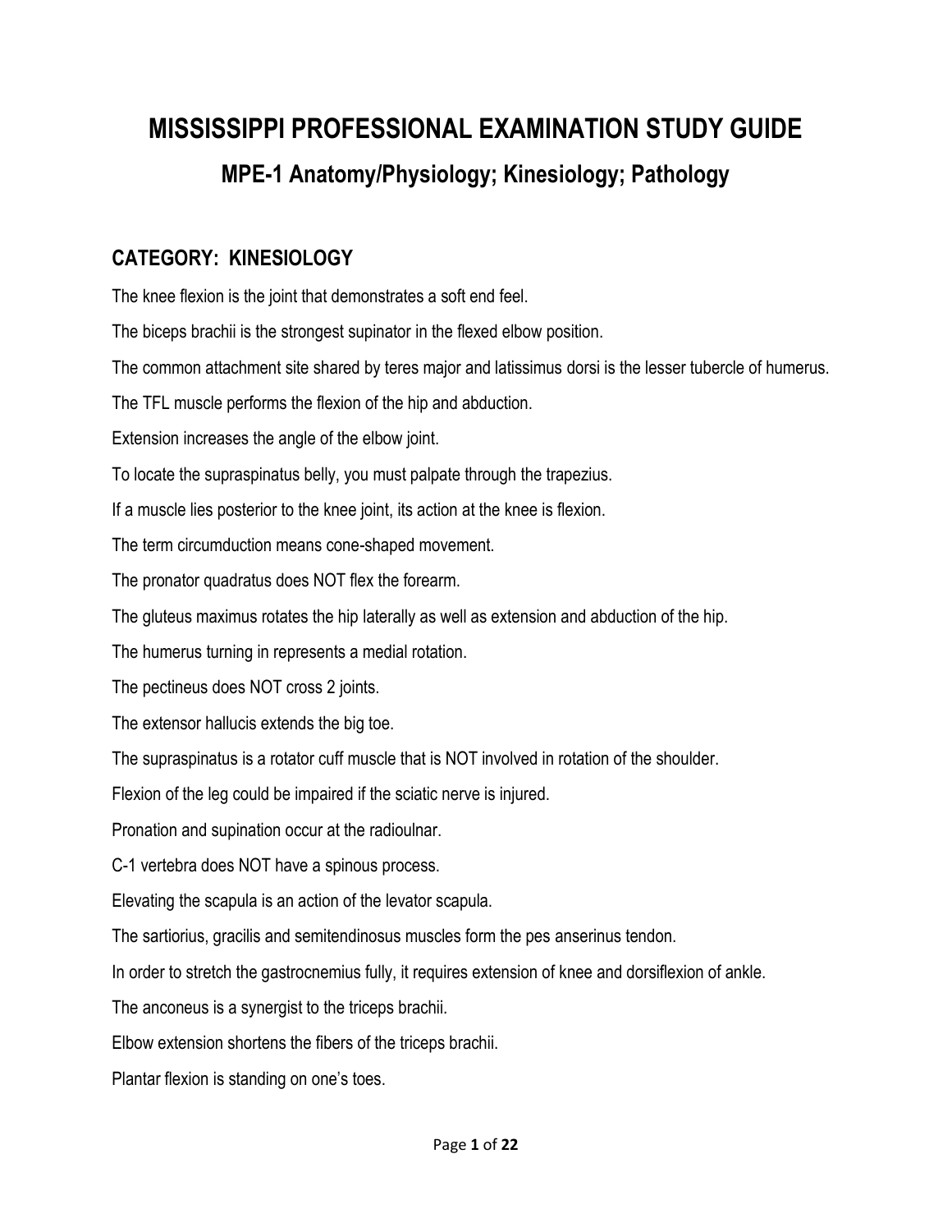# MISSISSIPPI PROFESSIONAL EXAMINATION STUDY GUIDE

## MPE-1 Anatomy/Physiology; Kinesiology; Pathology

## CATEGORY: KINESIOLOGY

The knee flexion is the joint that demonstrates a soft end feel.

The biceps brachii is the strongest supinator in the flexed elbow position.

The common attachment site shared by teres major and latissimus dorsi is the lesser tubercle of humerus.

The TFL muscle performs the flexion of the hip and abduction.

Extension increases the angle of the elbow joint.

To locate the supraspinatus belly, you must palpate through the trapezius.

If a muscle lies posterior to the knee joint, its action at the knee is flexion.

The term circumduction means cone-shaped movement.

The pronator quadratus does NOT flex the forearm.

The gluteus maximus rotates the hip laterally as well as extension and abduction of the hip.

The humerus turning in represents a medial rotation.

The pectineus does NOT cross 2 joints.

The extensor hallucis extends the big toe.

The supraspinatus is a rotator cuff muscle that is NOT involved in rotation of the shoulder.

Flexion of the leg could be impaired if the sciatic nerve is injured.

Pronation and supination occur at the radioulnar.

C-1 vertebra does NOT have a spinous process.

Elevating the scapula is an action of the levator scapula.

The sartiorius, gracilis and semitendinosus muscles form the pes anserinus tendon.

In order to stretch the gastrocnemius fully, it requires extension of knee and dorsiflexion of ankle.

The anconeus is a synergist to the triceps brachii.

Elbow extension shortens the fibers of the triceps brachii.

Plantar flexion is standing on one's toes.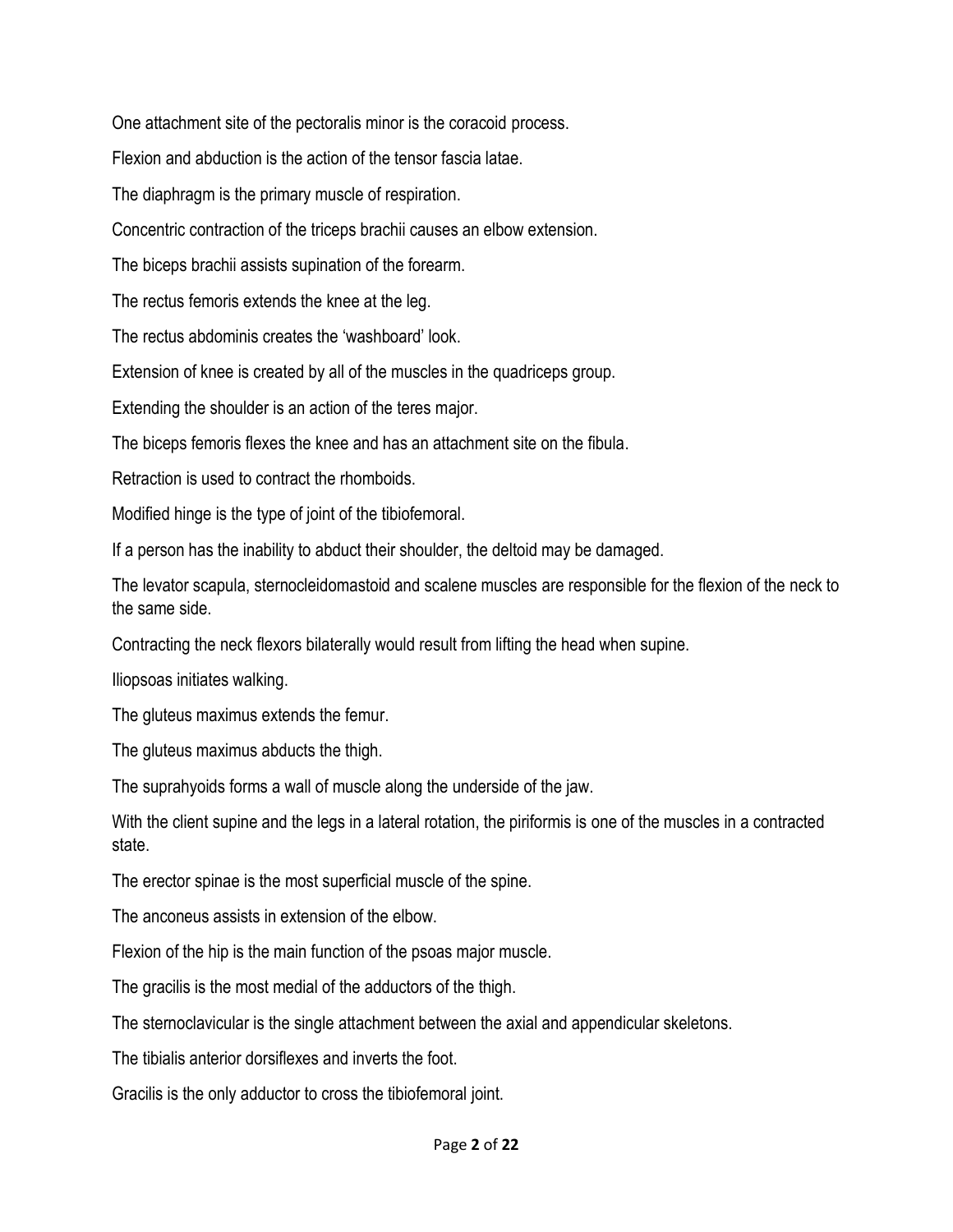One attachment site of the pectoralis minor is the coracoid process.

Flexion and abduction is the action of the tensor fascia latae.

The diaphragm is the primary muscle of respiration.

Concentric contraction of the triceps brachii causes an elbow extension.

The biceps brachii assists supination of the forearm.

The rectus femoris extends the knee at the leg.

The rectus abdominis creates the 'washboard' look.

Extension of knee is created by all of the muscles in the quadriceps group.

Extending the shoulder is an action of the teres major.

The biceps femoris flexes the knee and has an attachment site on the fibula.

Retraction is used to contract the rhomboids.

Modified hinge is the type of joint of the tibiofemoral.

If a person has the inability to abduct their shoulder, the deltoid may be damaged.

The levator scapula, sternocleidomastoid and scalene muscles are responsible for the flexion of the neck to the same side.

Contracting the neck flexors bilaterally would result from lifting the head when supine.

Iliopsoas initiates walking.

The gluteus maximus extends the femur.

The gluteus maximus abducts the thigh.

The suprahyoids forms a wall of muscle along the underside of the jaw.

With the client supine and the legs in a lateral rotation, the piriformis is one of the muscles in a contracted state.

The erector spinae is the most superficial muscle of the spine.

The anconeus assists in extension of the elbow.

Flexion of the hip is the main function of the psoas major muscle.

The gracilis is the most medial of the adductors of the thigh.

The sternoclavicular is the single attachment between the axial and appendicular skeletons.

The tibialis anterior dorsiflexes and inverts the foot.

Gracilis is the only adductor to cross the tibiofemoral joint.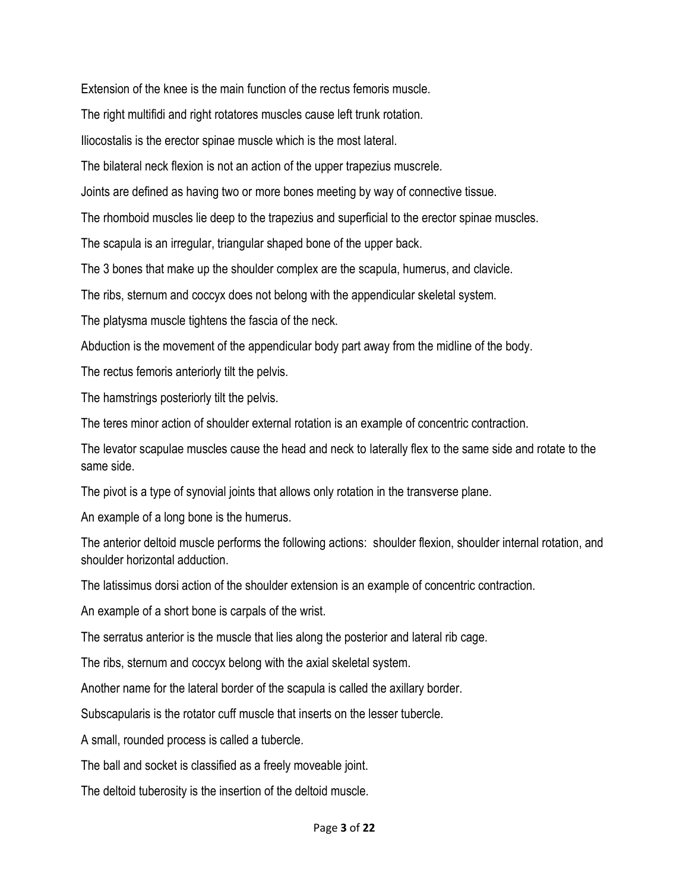Extension of the knee is the main function of the rectus femoris muscle.

The right multifidi and right rotatores muscles cause left trunk rotation.

Iliocostalis is the erector spinae muscle which is the most lateral.

The bilateral neck flexion is not an action of the upper trapezius muscrele.

Joints are defined as having two or more bones meeting by way of connective tissue.

The rhomboid muscles lie deep to the trapezius and superficial to the erector spinae muscles.

The scapula is an irregular, triangular shaped bone of the upper back.

The 3 bones that make up the shoulder complex are the scapula, humerus, and clavicle.

The ribs, sternum and coccyx does not belong with the appendicular skeletal system.

The platysma muscle tightens the fascia of the neck.

Abduction is the movement of the appendicular body part away from the midline of the body.

The rectus femoris anteriorly tilt the pelvis.

The hamstrings posteriorly tilt the pelvis.

The teres minor action of shoulder external rotation is an example of concentric contraction.

The levator scapulae muscles cause the head and neck to laterally flex to the same side and rotate to the same side.

The pivot is a type of synovial joints that allows only rotation in the transverse plane.

An example of a long bone is the humerus.

The anterior deltoid muscle performs the following actions: shoulder flexion, shoulder internal rotation, and shoulder horizontal adduction.

The latissimus dorsi action of the shoulder extension is an example of concentric contraction.

An example of a short bone is carpals of the wrist.

The serratus anterior is the muscle that lies along the posterior and lateral rib cage.

The ribs, sternum and coccyx belong with the axial skeletal system.

Another name for the lateral border of the scapula is called the axillary border.

Subscapularis is the rotator cuff muscle that inserts on the lesser tubercle.

A small, rounded process is called a tubercle.

The ball and socket is classified as a freely moveable joint.

The deltoid tuberosity is the insertion of the deltoid muscle.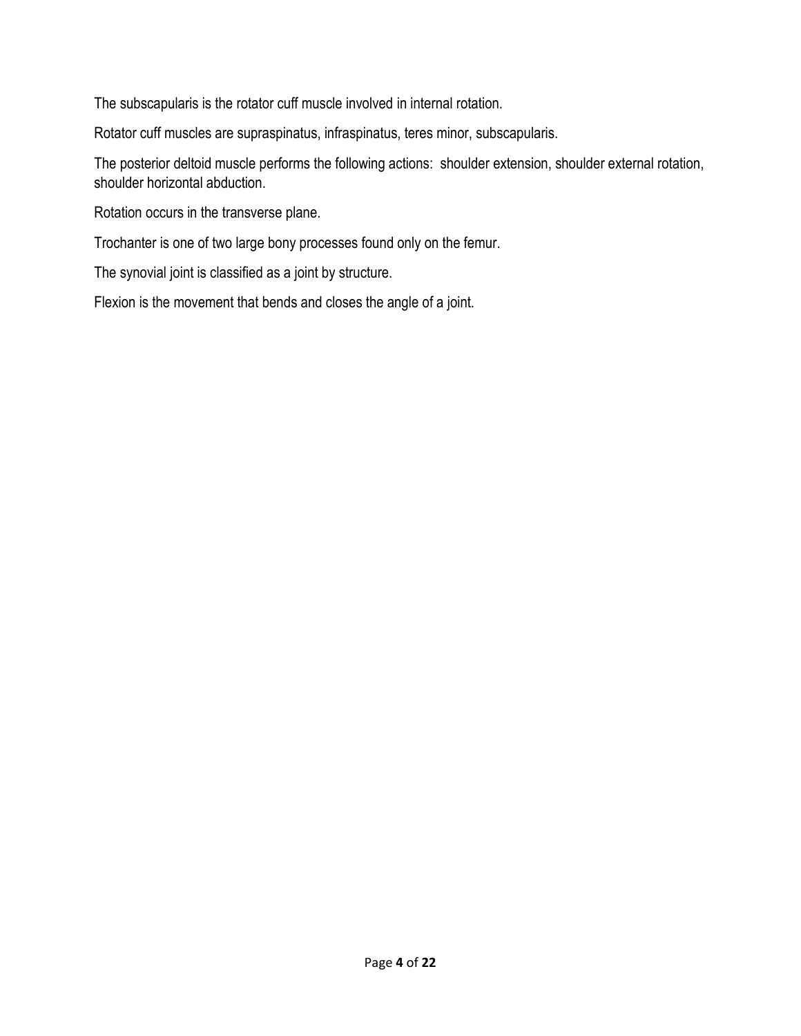The subscapularis is the rotator cuff muscle involved in internal rotation.

Rotator cuff muscles are supraspinatus, infraspinatus, teres minor, subscapularis.

The posterior deltoid muscle performs the following actions: shoulder extension, shoulder external rotation, shoulder horizontal abduction.

Rotation occurs in the transverse plane.

Trochanter is one of two large bony processes found only on the femur.

The synovial joint is classified as a joint by structure.

Flexion is the movement that bends and closes the angle of a joint.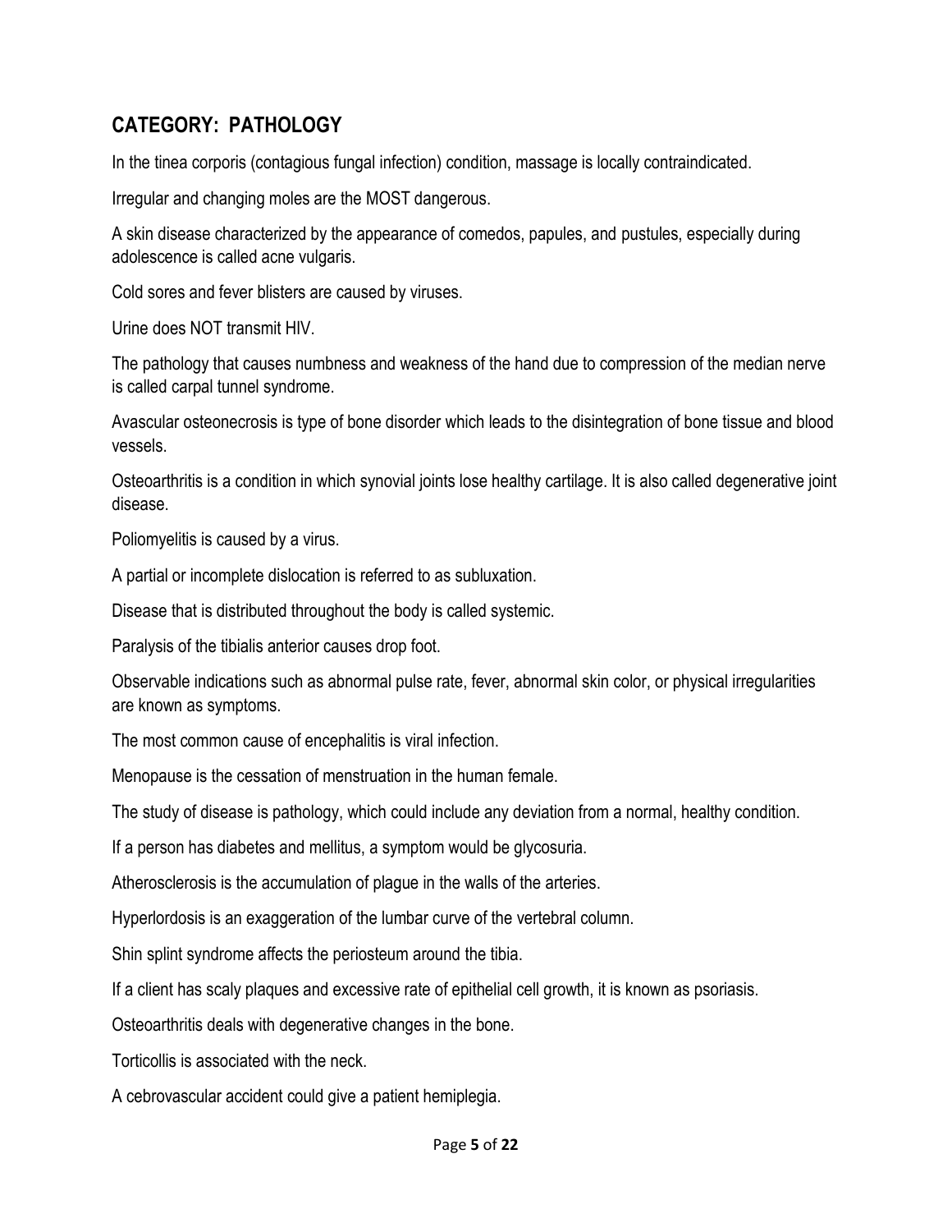## CATEGORY: PATHOLOGY

In the tinea corporis (contagious fungal infection) condition, massage is locally contraindicated.

Irregular and changing moles are the MOST dangerous.

A skin disease characterized by the appearance of comedos, papules, and pustules, especially during adolescence is called acne vulgaris.

Cold sores and fever blisters are caused by viruses.

Urine does NOT transmit HIV.

The pathology that causes numbness and weakness of the hand due to compression of the median nerve is called carpal tunnel syndrome.

Avascular osteonecrosis is type of bone disorder which leads to the disintegration of bone tissue and blood vessels.

Osteoarthritis is a condition in which synovial joints lose healthy cartilage. It is also called degenerative joint disease.

Poliomyelitis is caused by a virus.

A partial or incomplete dislocation is referred to as subluxation.

Disease that is distributed throughout the body is called systemic.

Paralysis of the tibialis anterior causes drop foot.

Observable indications such as abnormal pulse rate, fever, abnormal skin color, or physical irregularities are known as symptoms.

The most common cause of encephalitis is viral infection.

Menopause is the cessation of menstruation in the human female.

The study of disease is pathology, which could include any deviation from a normal, healthy condition.

If a person has diabetes and mellitus, a symptom would be glycosuria.

Atherosclerosis is the accumulation of plague in the walls of the arteries.

Hyperlordosis is an exaggeration of the lumbar curve of the vertebral column.

Shin splint syndrome affects the periosteum around the tibia.

If a client has scaly plaques and excessive rate of epithelial cell growth, it is known as psoriasis.

Osteoarthritis deals with degenerative changes in the bone.

Torticollis is associated with the neck.

A cebrovascular accident could give a patient hemiplegia.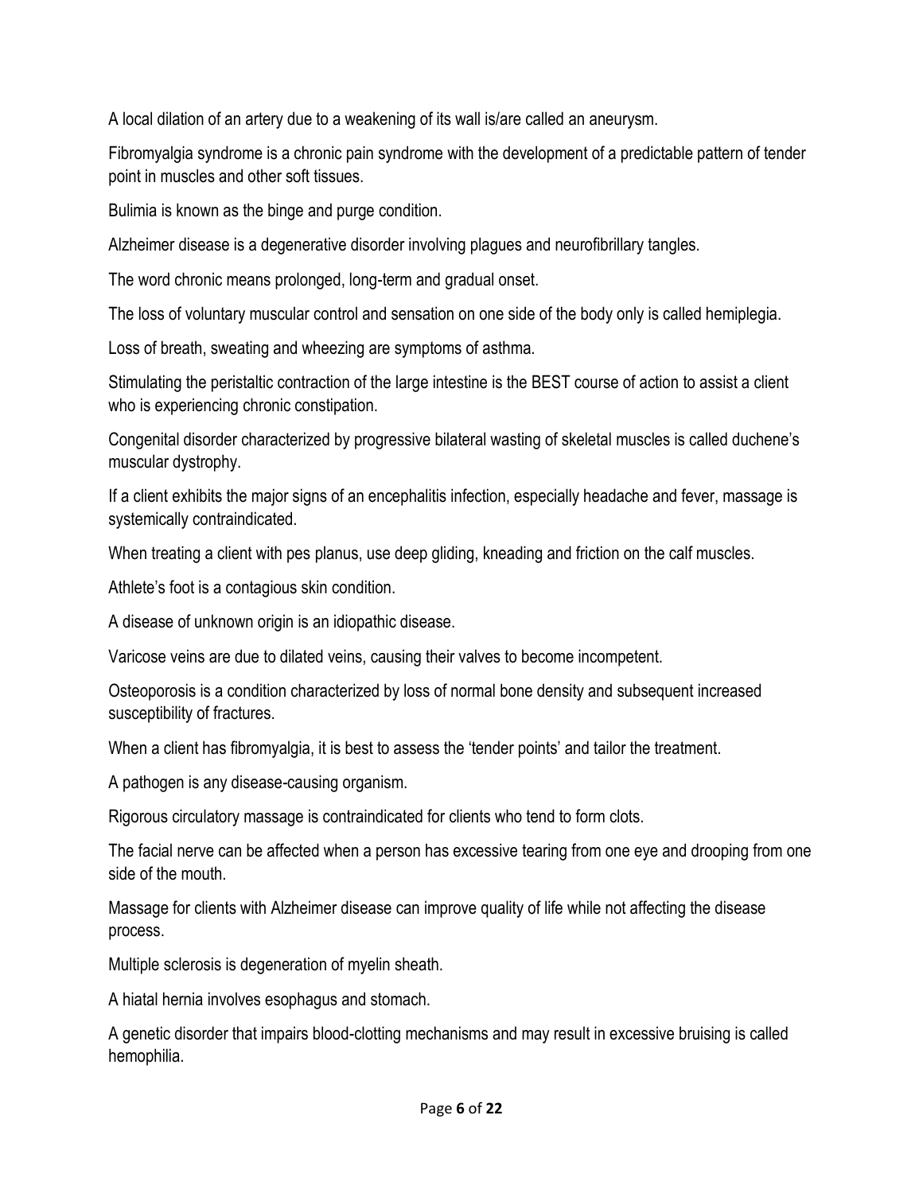A local dilation of an artery due to a weakening of its wall is/are called an aneurysm.

Fibromyalgia syndrome is a chronic pain syndrome with the development of a predictable pattern of tender point in muscles and other soft tissues.

Bulimia is known as the binge and purge condition.

Alzheimer disease is a degenerative disorder involving plagues and neurofibrillary tangles.

The word chronic means prolonged, long-term and gradual onset.

The loss of voluntary muscular control and sensation on one side of the body only is called hemiplegia.

Loss of breath, sweating and wheezing are symptoms of asthma.

Stimulating the peristaltic contraction of the large intestine is the BEST course of action to assist a client who is experiencing chronic constipation.

Congenital disorder characterized by progressive bilateral wasting of skeletal muscles is called duchene's muscular dystrophy.

If a client exhibits the major signs of an encephalitis infection, especially headache and fever, massage is systemically contraindicated.

When treating a client with pes planus, use deep gliding, kneading and friction on the calf muscles.

Athlete's foot is a contagious skin condition.

A disease of unknown origin is an idiopathic disease.

Varicose veins are due to dilated veins, causing their valves to become incompetent.

Osteoporosis is a condition characterized by loss of normal bone density and subsequent increased susceptibility of fractures.

When a client has fibromyalgia, it is best to assess the 'tender points' and tailor the treatment.

A pathogen is any disease-causing organism.

Rigorous circulatory massage is contraindicated for clients who tend to form clots.

The facial nerve can be affected when a person has excessive tearing from one eye and drooping from one side of the mouth.

Massage for clients with Alzheimer disease can improve quality of life while not affecting the disease process.

Multiple sclerosis is degeneration of myelin sheath.

A hiatal hernia involves esophagus and stomach.

A genetic disorder that impairs blood-clotting mechanisms and may result in excessive bruising is called hemophilia.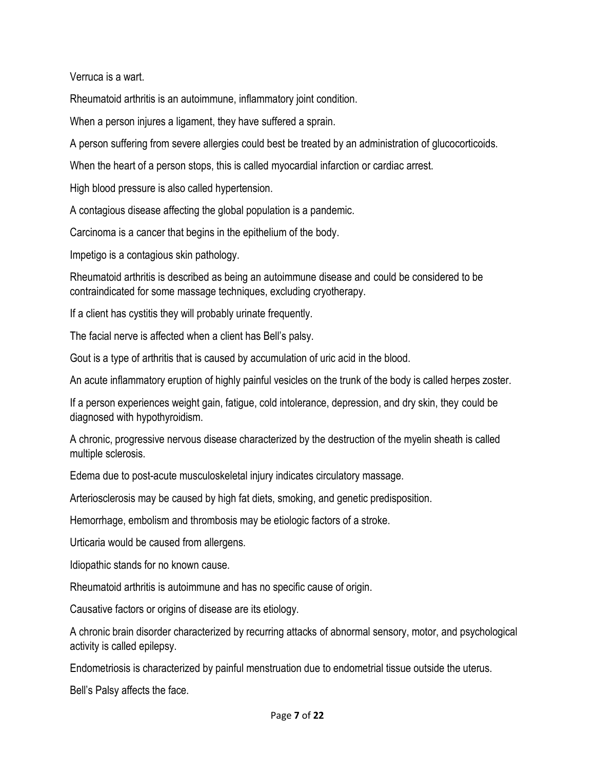Verruca is a wart.

Rheumatoid arthritis is an autoimmune, inflammatory joint condition.

When a person injures a ligament, they have suffered a sprain.

A person suffering from severe allergies could best be treated by an administration of glucocorticoids.

When the heart of a person stops, this is called myocardial infarction or cardiac arrest.

High blood pressure is also called hypertension.

A contagious disease affecting the global population is a pandemic.

Carcinoma is a cancer that begins in the epithelium of the body.

Impetigo is a contagious skin pathology.

Rheumatoid arthritis is described as being an autoimmune disease and could be considered to be contraindicated for some massage techniques, excluding cryotherapy.

If a client has cystitis they will probably urinate frequently.

The facial nerve is affected when a client has Bell's palsy.

Gout is a type of arthritis that is caused by accumulation of uric acid in the blood.

An acute inflammatory eruption of highly painful vesicles on the trunk of the body is called herpes zoster.

If a person experiences weight gain, fatigue, cold intolerance, depression, and dry skin, they could be diagnosed with hypothyroidism.

A chronic, progressive nervous disease characterized by the destruction of the myelin sheath is called multiple sclerosis.

Edema due to post-acute musculoskeletal injury indicates circulatory massage.

Arteriosclerosis may be caused by high fat diets, smoking, and genetic predisposition.

Hemorrhage, embolism and thrombosis may be etiologic factors of a stroke.

Urticaria would be caused from allergens.

Idiopathic stands for no known cause.

Rheumatoid arthritis is autoimmune and has no specific cause of origin.

Causative factors or origins of disease are its etiology.

A chronic brain disorder characterized by recurring attacks of abnormal sensory, motor, and psychological activity is called epilepsy.

Endometriosis is characterized by painful menstruation due to endometrial tissue outside the uterus.

Bell's Palsy affects the face.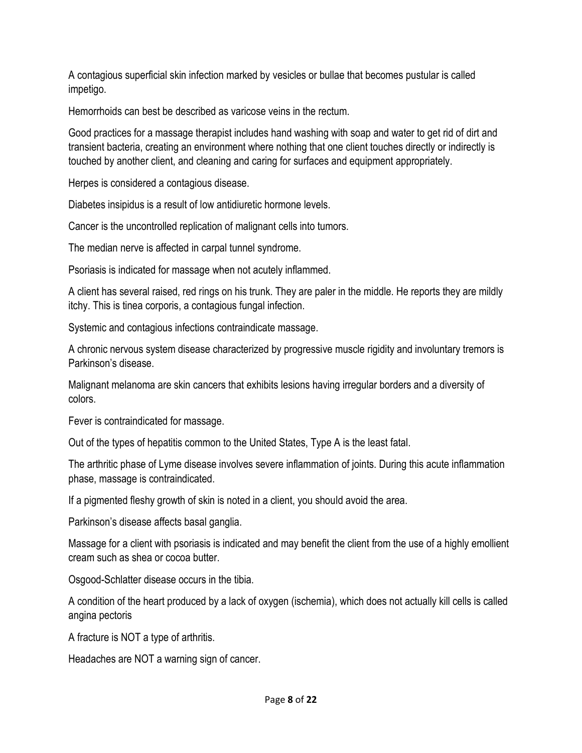A contagious superficial skin infection marked by vesicles or bullae that becomes pustular is called impetigo.

Hemorrhoids can best be described as varicose veins in the rectum.

Good practices for a massage therapist includes hand washing with soap and water to get rid of dirt and transient bacteria, creating an environment where nothing that one client touches directly or indirectly is touched by another client, and cleaning and caring for surfaces and equipment appropriately.

Herpes is considered a contagious disease.

Diabetes insipidus is a result of low antidiuretic hormone levels.

Cancer is the uncontrolled replication of malignant cells into tumors.

The median nerve is affected in carpal tunnel syndrome.

Psoriasis is indicated for massage when not acutely inflammed.

A client has several raised, red rings on his trunk. They are paler in the middle. He reports they are mildly itchy. This is tinea corporis, a contagious fungal infection.

Systemic and contagious infections contraindicate massage.

A chronic nervous system disease characterized by progressive muscle rigidity and involuntary tremors is Parkinson's disease.

Malignant melanoma are skin cancers that exhibits lesions having irregular borders and a diversity of colors.

Fever is contraindicated for massage.

Out of the types of hepatitis common to the United States, Type A is the least fatal.

The arthritic phase of Lyme disease involves severe inflammation of joints. During this acute inflammation phase, massage is contraindicated.

If a pigmented fleshy growth of skin is noted in a client, you should avoid the area.

Parkinson's disease affects basal ganglia.

Massage for a client with psoriasis is indicated and may benefit the client from the use of a highly emollient cream such as shea or cocoa butter.

Osgood-Schlatter disease occurs in the tibia.

A condition of the heart produced by a lack of oxygen (ischemia), which does not actually kill cells is called angina pectoris

A fracture is NOT a type of arthritis.

Headaches are NOT a warning sign of cancer.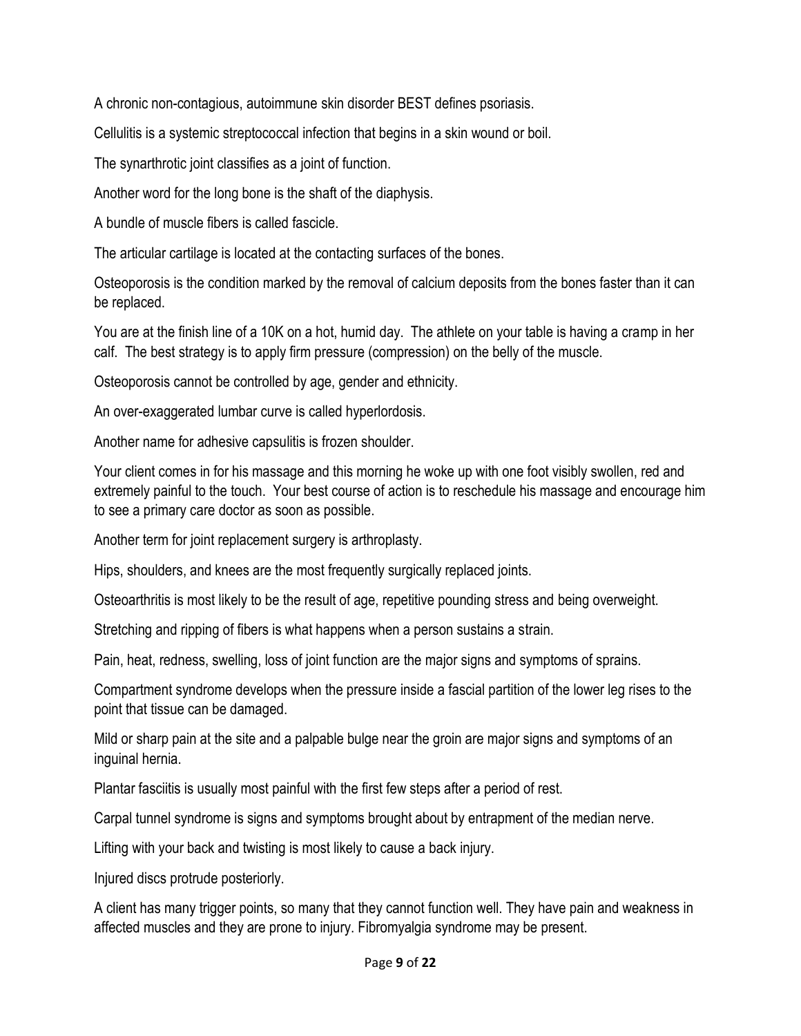A chronic non-contagious, autoimmune skin disorder BEST defines psoriasis.

Cellulitis is a systemic streptococcal infection that begins in a skin wound or boil.

The synarthrotic joint classifies as a joint of function.

Another word for the long bone is the shaft of the diaphysis.

A bundle of muscle fibers is called fascicle.

The articular cartilage is located at the contacting surfaces of the bones.

Osteoporosis is the condition marked by the removal of calcium deposits from the bones faster than it can be replaced.

You are at the finish line of a 10K on a hot, humid day. The athlete on your table is having a cramp in her calf. The best strategy is to apply firm pressure (compression) on the belly of the muscle.

Osteoporosis cannot be controlled by age, gender and ethnicity.

An over-exaggerated lumbar curve is called hyperlordosis.

Another name for adhesive capsulitis is frozen shoulder.

Your client comes in for his massage and this morning he woke up with one foot visibly swollen, red and extremely painful to the touch. Your best course of action is to reschedule his massage and encourage him to see a primary care doctor as soon as possible.

Another term for joint replacement surgery is arthroplasty.

Hips, shoulders, and knees are the most frequently surgically replaced joints.

Osteoarthritis is most likely to be the result of age, repetitive pounding stress and being overweight.

Stretching and ripping of fibers is what happens when a person sustains a strain.

Pain, heat, redness, swelling, loss of joint function are the major signs and symptoms of sprains.

Compartment syndrome develops when the pressure inside a fascial partition of the lower leg rises to the point that tissue can be damaged.

Mild or sharp pain at the site and a palpable bulge near the groin are major signs and symptoms of an inguinal hernia.

Plantar fasciitis is usually most painful with the first few steps after a period of rest.

Carpal tunnel syndrome is signs and symptoms brought about by entrapment of the median nerve.

Lifting with your back and twisting is most likely to cause a back injury.

Injured discs protrude posteriorly.

A client has many trigger points, so many that they cannot function well. They have pain and weakness in affected muscles and they are prone to injury. Fibromyalgia syndrome may be present.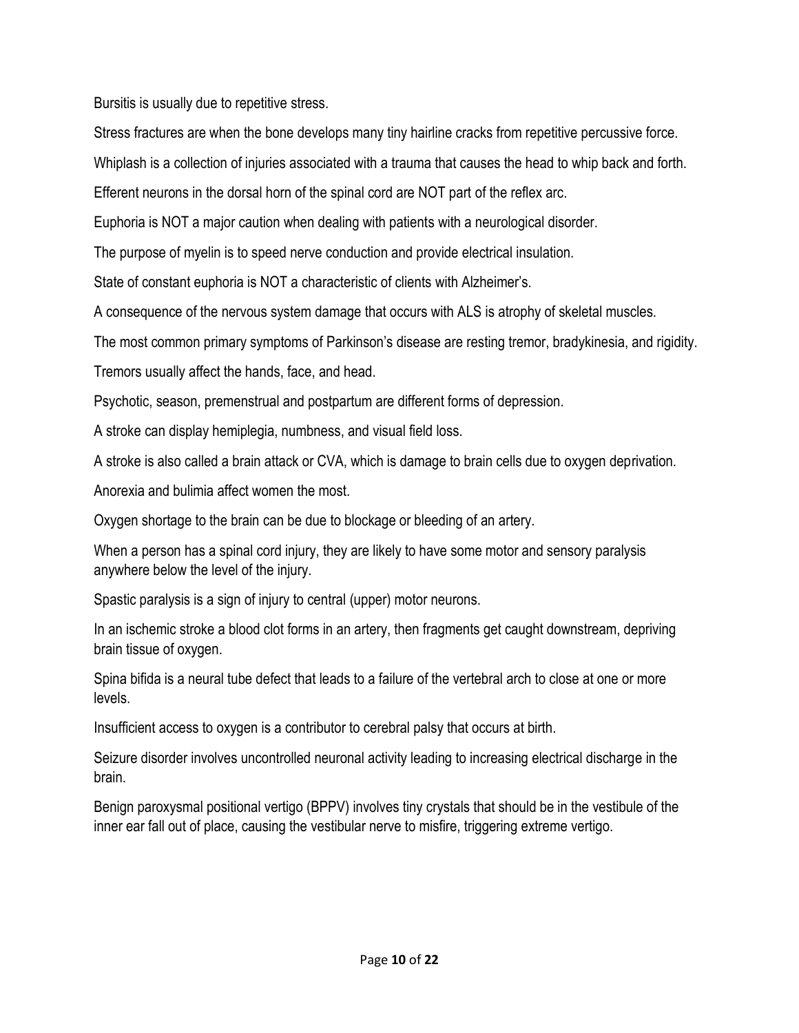Bursitis is usually due to repetitive stress.

Stress fractures are when the bone develops many tiny hairline cracks from repetitive percussive force.

Whiplash is a collection of injuries associated with a trauma that causes the head to whip back and forth.

Efferent neurons in the dorsal horn of the spinal cord are NOT part of the reflex arc.

Euphoria is NOT a major caution when dealing with patients with a neurological disorder.

The purpose of myelin is to speed nerve conduction and provide electrical insulation.

State of constant euphoria is NOT a characteristic of clients with Alzheimer's.

A consequence of the nervous system damage that occurs with ALS is atrophy of skeletal muscles.

The most common primary symptoms of Parkinson's disease are resting tremor, bradykinesia, and rigidity.

Tremors usually affect the hands, face, and head.

Psychotic, season, premenstrual and postpartum are different forms of depression.

A stroke can display hemiplegia, numbness, and visual field loss.

A stroke is also called a brain attack or CVA, which is damage to brain cells due to oxygen deprivation.

Anorexia and bulimia affect women the most.

Oxygen shortage to the brain can be due to blockage or bleeding of an artery.

When a person has a spinal cord injury, they are likely to have some motor and sensory paralysis anywhere below the level of the injury.

Spastic paralysis is a sign of injury to central (upper) motor neurons.

In an ischemic stroke a blood clot forms in an artery, then fragments get caught downstream, depriving brain tissue of oxygen.

Spina bifida is a neural tube defect that leads to a failure of the vertebral arch to close at one or more levels.

Insufficient access to oxygen is a contributor to cerebral palsy that occurs at birth.

Seizure disorder involves uncontrolled neuronal activity leading to increasing electrical discharge in the brain.

Benign paroxysmal positional vertigo (BPPV) involves tiny crystals that should be in the vestibule of the inner ear fall out of place, causing the vestibular nerve to misfire, triggering extreme vertigo.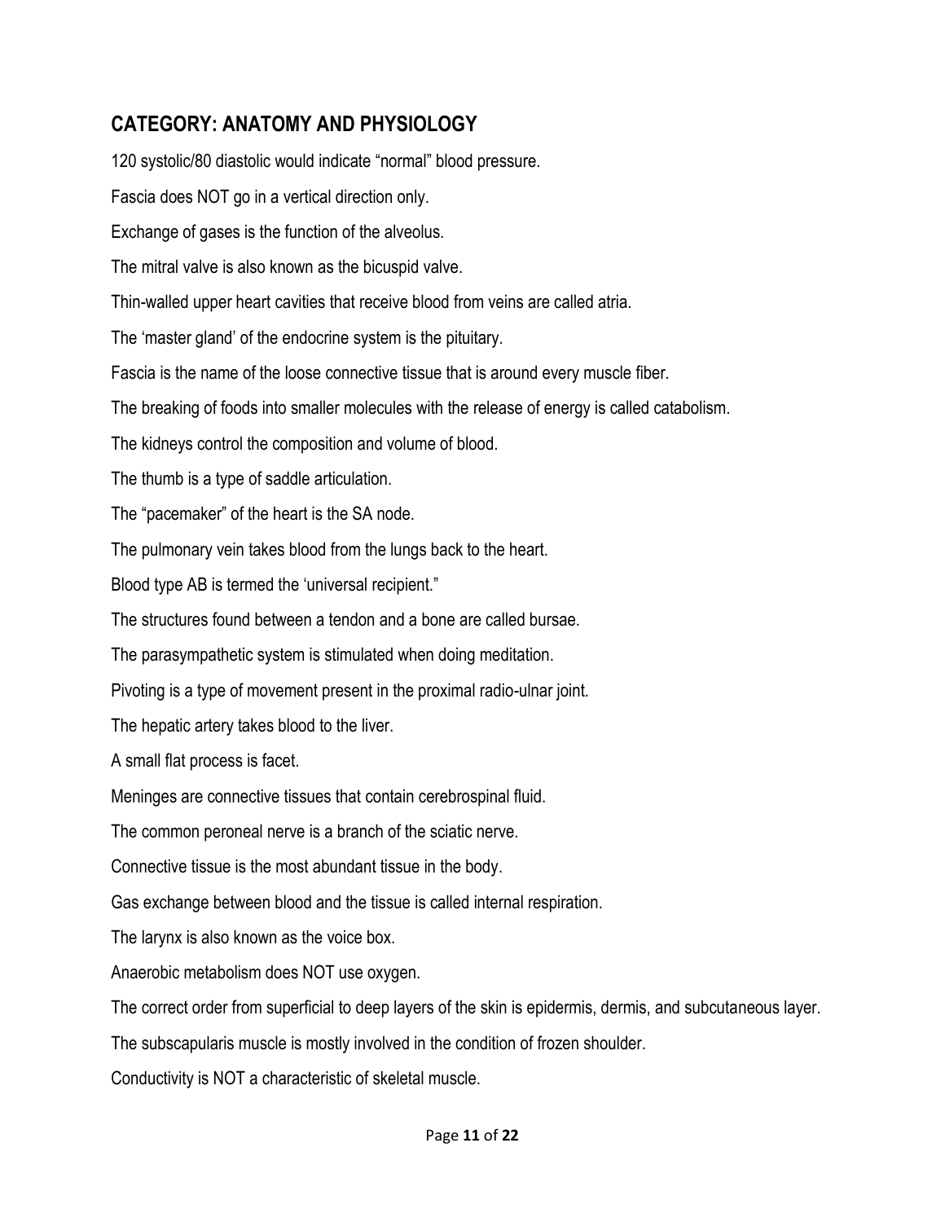## CATEGORY: ANATOMY AND PHYSIOLOGY

120 systolic/80 diastolic would indicate "normal" blood pressure.

Fascia does NOT go in a vertical direction only.

Exchange of gases is the function of the alveolus.

The mitral valve is also known as the bicuspid valve.

Thin-walled upper heart cavities that receive blood from veins are called atria.

The 'master gland' of the endocrine system is the pituitary.

Fascia is the name of the loose connective tissue that is around every muscle fiber.

The breaking of foods into smaller molecules with the release of energy is called catabolism.

The kidneys control the composition and volume of blood.

The thumb is a type of saddle articulation.

The "pacemaker" of the heart is the SA node.

The pulmonary vein takes blood from the lungs back to the heart.

Blood type AB is termed the 'universal recipient."

The structures found between a tendon and a bone are called bursae.

The parasympathetic system is stimulated when doing meditation.

Pivoting is a type of movement present in the proximal radio-ulnar joint.

The hepatic artery takes blood to the liver.

A small flat process is facet.

Meninges are connective tissues that contain cerebrospinal fluid.

The common peroneal nerve is a branch of the sciatic nerve.

Connective tissue is the most abundant tissue in the body.

Gas exchange between blood and the tissue is called internal respiration.

The larynx is also known as the voice box.

Anaerobic metabolism does NOT use oxygen.

The correct order from superficial to deep layers of the skin is epidermis, dermis, and subcutaneous layer.

The subscapularis muscle is mostly involved in the condition of frozen shoulder.

Conductivity is NOT a characteristic of skeletal muscle.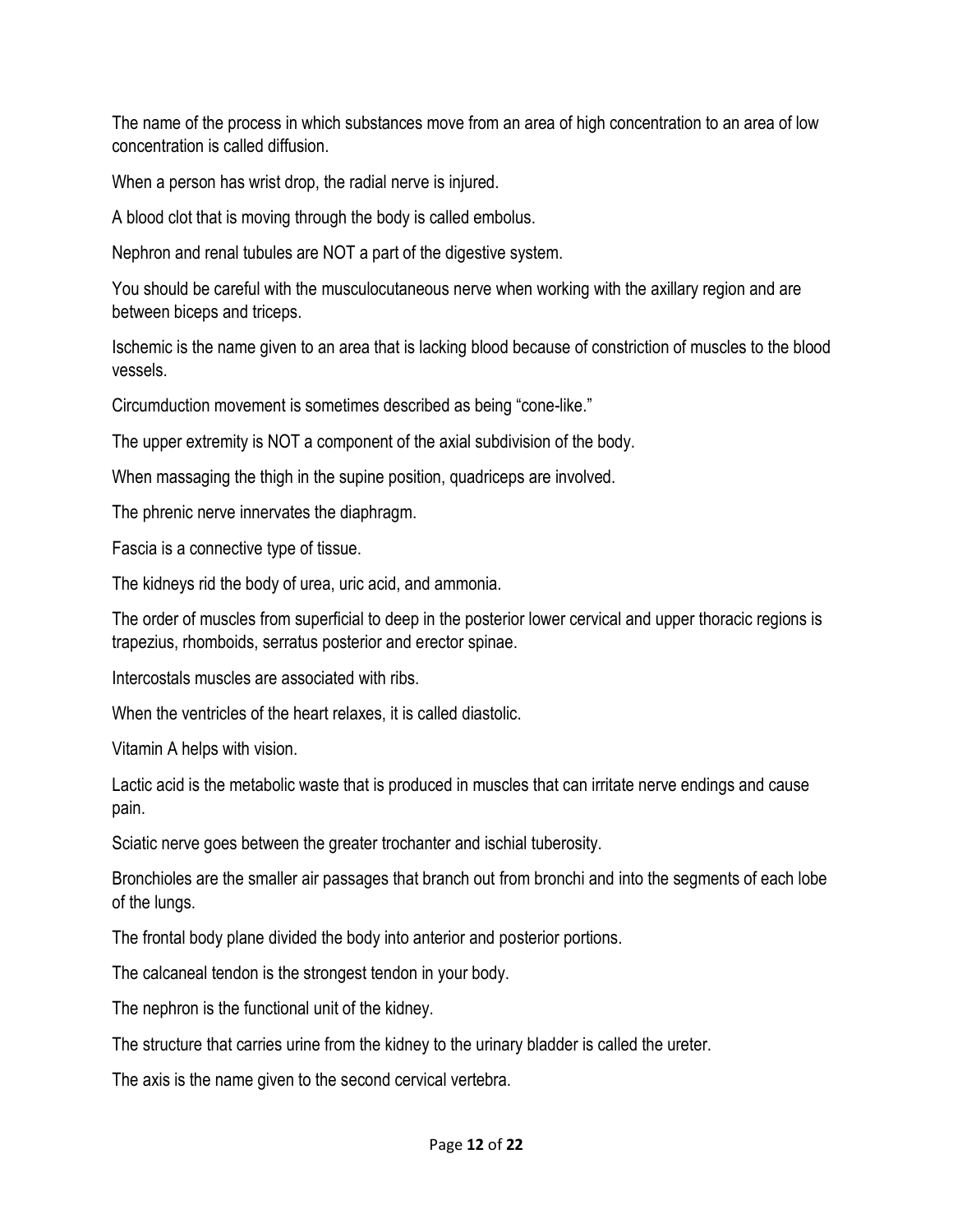The name of the process in which substances move from an area of high concentration to an area of low concentration is called diffusion.

When a person has wrist drop, the radial nerve is injured.

A blood clot that is moving through the body is called embolus.

Nephron and renal tubules are NOT a part of the digestive system.

You should be careful with the musculocutaneous nerve when working with the axillary region and are between biceps and triceps.

Ischemic is the name given to an area that is lacking blood because of constriction of muscles to the blood vessels.

Circumduction movement is sometimes described as being "cone-like."

The upper extremity is NOT a component of the axial subdivision of the body.

When massaging the thigh in the supine position, quadriceps are involved.

The phrenic nerve innervates the diaphragm.

Fascia is a connective type of tissue.

The kidneys rid the body of urea, uric acid, and ammonia.

The order of muscles from superficial to deep in the posterior lower cervical and upper thoracic regions is trapezius, rhomboids, serratus posterior and erector spinae.

Intercostals muscles are associated with ribs.

When the ventricles of the heart relaxes, it is called diastolic.

Vitamin A helps with vision.

Lactic acid is the metabolic waste that is produced in muscles that can irritate nerve endings and cause pain.

Sciatic nerve goes between the greater trochanter and ischial tuberosity.

Bronchioles are the smaller air passages that branch out from bronchi and into the segments of each lobe of the lungs.

The frontal body plane divided the body into anterior and posterior portions.

The calcaneal tendon is the strongest tendon in your body.

The nephron is the functional unit of the kidney.

The structure that carries urine from the kidney to the urinary bladder is called the ureter.

The axis is the name given to the second cervical vertebra.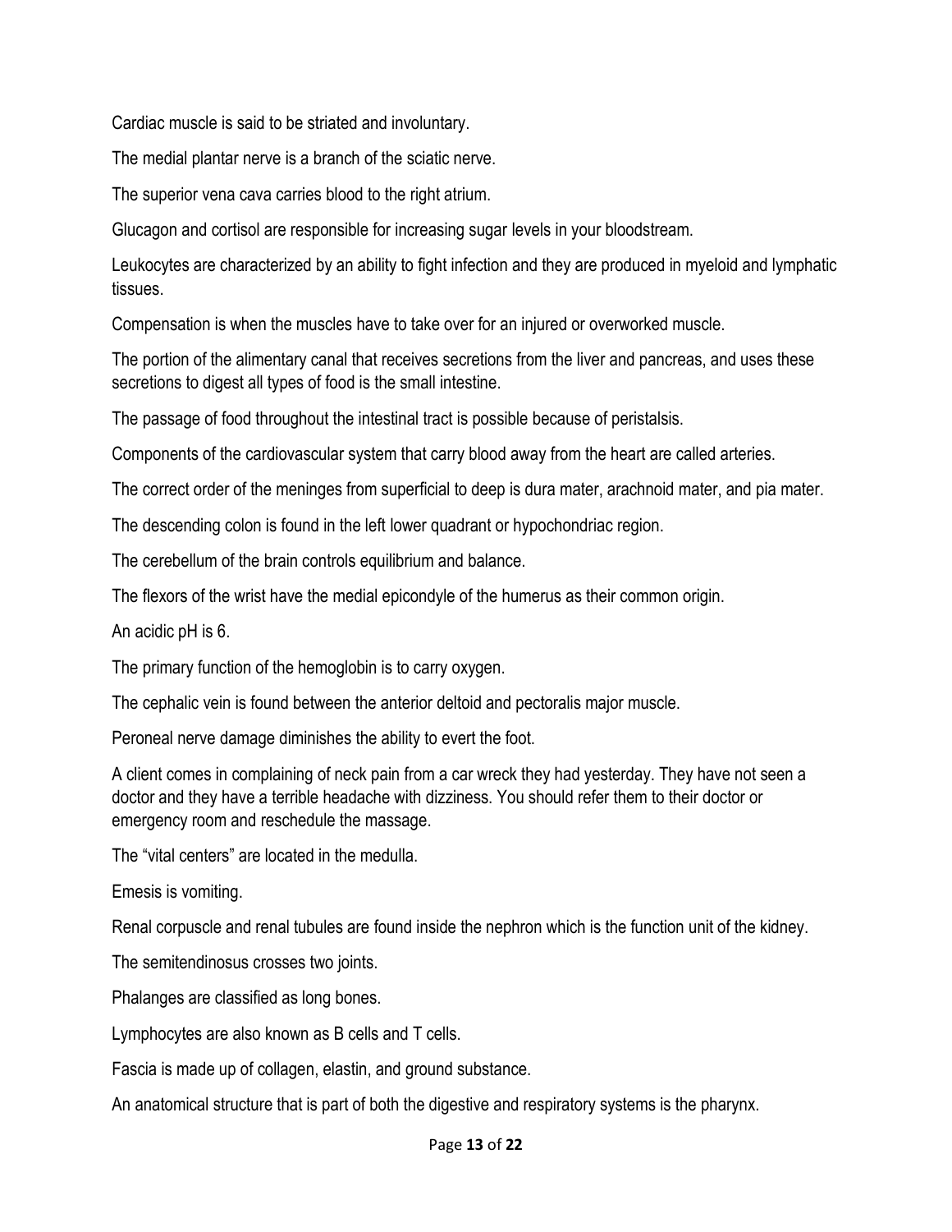Cardiac muscle is said to be striated and involuntary.

The medial plantar nerve is a branch of the sciatic nerve.

The superior vena cava carries blood to the right atrium.

Glucagon and cortisol are responsible for increasing sugar levels in your bloodstream.

Leukocytes are characterized by an ability to fight infection and they are produced in myeloid and lymphatic tissues.

Compensation is when the muscles have to take over for an injured or overworked muscle.

The portion of the alimentary canal that receives secretions from the liver and pancreas, and uses these secretions to digest all types of food is the small intestine.

The passage of food throughout the intestinal tract is possible because of peristalsis.

Components of the cardiovascular system that carry blood away from the heart are called arteries.

The correct order of the meninges from superficial to deep is dura mater, arachnoid mater, and pia mater.

The descending colon is found in the left lower quadrant or hypochondriac region.

The cerebellum of the brain controls equilibrium and balance.

The flexors of the wrist have the medial epicondyle of the humerus as their common origin.

An acidic pH is 6.

The primary function of the hemoglobin is to carry oxygen.

The cephalic vein is found between the anterior deltoid and pectoralis major muscle.

Peroneal nerve damage diminishes the ability to evert the foot.

A client comes in complaining of neck pain from a car wreck they had yesterday. They have not seen a doctor and they have a terrible headache with dizziness. You should refer them to their doctor or emergency room and reschedule the massage.

The "vital centers" are located in the medulla.

Emesis is vomiting.

Renal corpuscle and renal tubules are found inside the nephron which is the function unit of the kidney.

The semitendinosus crosses two joints.

Phalanges are classified as long bones.

Lymphocytes are also known as B cells and T cells.

Fascia is made up of collagen, elastin, and ground substance.

An anatomical structure that is part of both the digestive and respiratory systems is the pharynx.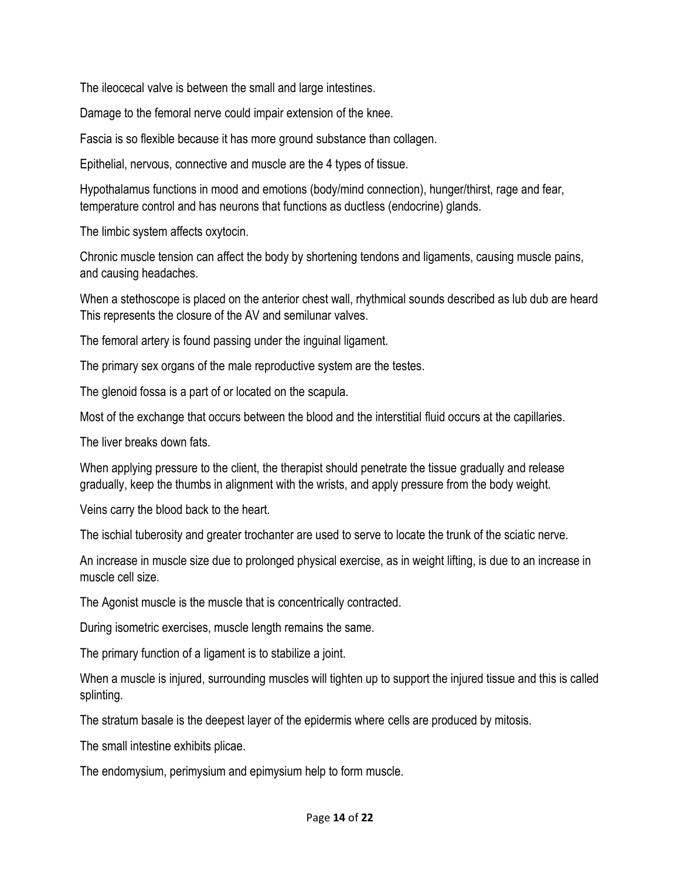The ileocecal valve is between the small and large intestines.

Damage to the femoral nerve could impair extension of the knee.

Fascia is so flexible because it has more ground substance than collagen.

Epithelial, nervous, connective and muscle are the 4 types of tissue.

Hypothalamus functions in mood and emotions (body/mind connection), hunger/thirst, rage and fear, temperature control and has neurons that functions as ductless (endocrine) glands.

The limbic system affects oxytocin.

Chronic muscle tension can affect the body by shortening tendons and ligaments, causing muscle pains, and causing headaches.

When a stethoscope is placed on the anterior chest wall, rhythmical sounds described as lub dub are heard This represents the closure of the AV and semilunar valves.

The femoral artery is found passing under the inguinal ligament.

The primary sex organs of the male reproductive system are the testes.

The glenoid fossa is a part of or located on the scapula.

Most of the exchange that occurs between the blood and the interstitial fluid occurs at the capillaries.

The liver breaks down fats.

When applying pressure to the client, the therapist should penetrate the tissue gradually and release gradually, keep the thumbs in alignment with the wrists, and apply pressure from the body weight.

Veins carry the blood back to the heart.

The ischial tuberosity and greater trochanter are used to serve to locate the trunk of the sciatic nerve.

An increase in muscle size due to prolonged physical exercise, as in weight lifting, is due to an increase in muscle cell size.

The Agonist muscle is the muscle that is concentrically contracted.

During isometric exercises, muscle length remains the same.

The primary function of a ligament is to stabilize a joint.

When a muscle is injured, surrounding muscles will tighten up to support the injured tissue and this is called splinting.

The stratum basale is the deepest layer of the epidermis where cells are produced by mitosis.

The small intestine exhibits plicae.

The endomysium, perimysium and epimysium help to form muscle.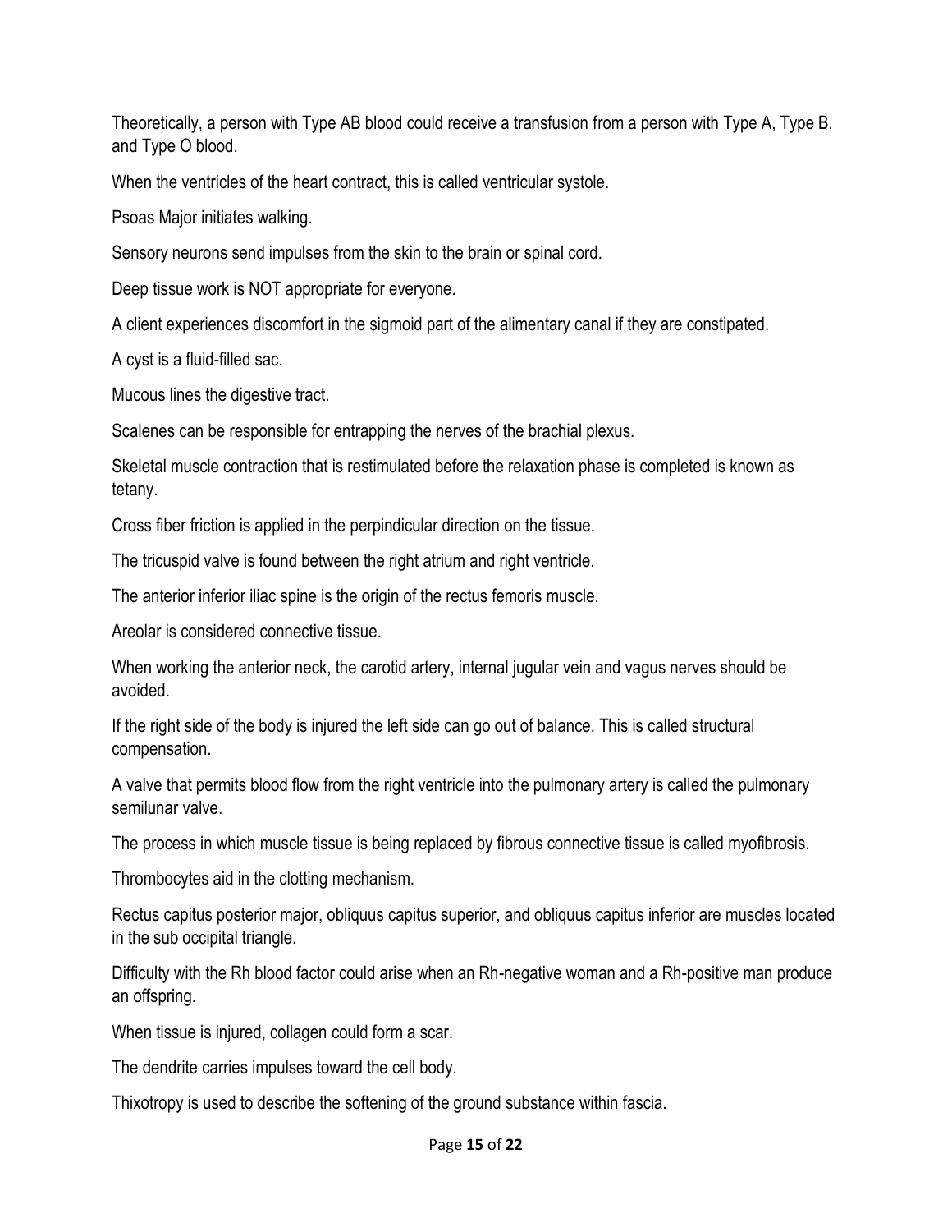Theoretically, a person with Type AB blood could receive a transfusion from a person with Type A, Type B, and Type O blood.

When the ventricles of the heart contract, this is called ventricular systole.

Psoas Major initiates walking.

Sensory neurons send impulses from the skin to the brain or spinal cord.

Deep tissue work is NOT appropriate for everyone.

A client experiences discomfort in the sigmoid part of the alimentary canal if they are constipated.

A cyst is a fluid-filled sac.

Mucous lines the digestive tract.

Scalenes can be responsible for entrapping the nerves of the brachial plexus.

Skeletal muscle contraction that is restimulated before the relaxation phase is completed is known as tetany.

Cross fiber friction is applied in the perpindicular direction on the tissue.

The tricuspid valve is found between the right atrium and right ventricle.

The anterior inferior iliac spine is the origin of the rectus femoris muscle.

Areolar is considered connective tissue.

When working the anterior neck, the carotid artery, internal jugular vein and vagus nerves should be avoided.

If the right side of the body is injured the left side can go out of balance. This is called structural compensation.

A valve that permits blood flow from the right ventricle into the pulmonary artery is called the pulmonary semilunar valve.

The process in which muscle tissue is being replaced by fibrous connective tissue is called myofibrosis.

Thrombocytes aid in the clotting mechanism.

Rectus capitus posterior major, obliquus capitus superior, and obliquus capitus inferior are muscles located in the sub occipital triangle.

Difficulty with the Rh blood factor could arise when an Rh-negative woman and a Rh-positive man produce an offspring.

When tissue is injured, collagen could form a scar.

The dendrite carries impulses toward the cell body.

Thixotropy is used to describe the softening of the ground substance within fascia.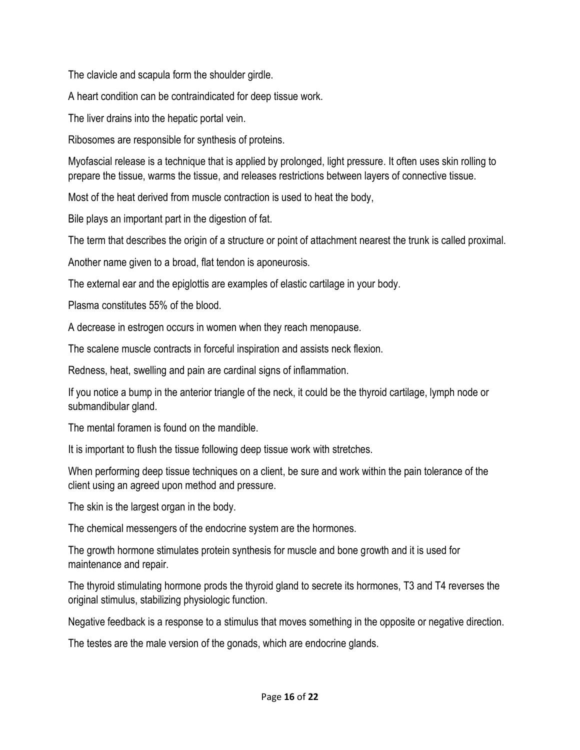The clavicle and scapula form the shoulder girdle.

A heart condition can be contraindicated for deep tissue work.

The liver drains into the hepatic portal vein.

Ribosomes are responsible for synthesis of proteins.

Myofascial release is a technique that is applied by prolonged, light pressure. It often uses skin rolling to prepare the tissue, warms the tissue, and releases restrictions between layers of connective tissue.

Most of the heat derived from muscle contraction is used to heat the body,

Bile plays an important part in the digestion of fat.

The term that describes the origin of a structure or point of attachment nearest the trunk is called proximal.

Another name given to a broad, flat tendon is aponeurosis.

The external ear and the epiglottis are examples of elastic cartilage in your body.

Plasma constitutes 55% of the blood.

A decrease in estrogen occurs in women when they reach menopause.

The scalene muscle contracts in forceful inspiration and assists neck flexion.

Redness, heat, swelling and pain are cardinal signs of inflammation.

If you notice a bump in the anterior triangle of the neck, it could be the thyroid cartilage, lymph node or submandibular gland.

The mental foramen is found on the mandible.

It is important to flush the tissue following deep tissue work with stretches.

When performing deep tissue techniques on a client, be sure and work within the pain tolerance of the client using an agreed upon method and pressure.

The skin is the largest organ in the body.

The chemical messengers of the endocrine system are the hormones.

The growth hormone stimulates protein synthesis for muscle and bone growth and it is used for maintenance and repair.

The thyroid stimulating hormone prods the thyroid gland to secrete its hormones, T3 and T4 reverses the original stimulus, stabilizing physiologic function.

Negative feedback is a response to a stimulus that moves something in the opposite or negative direction.

The testes are the male version of the gonads, which are endocrine glands.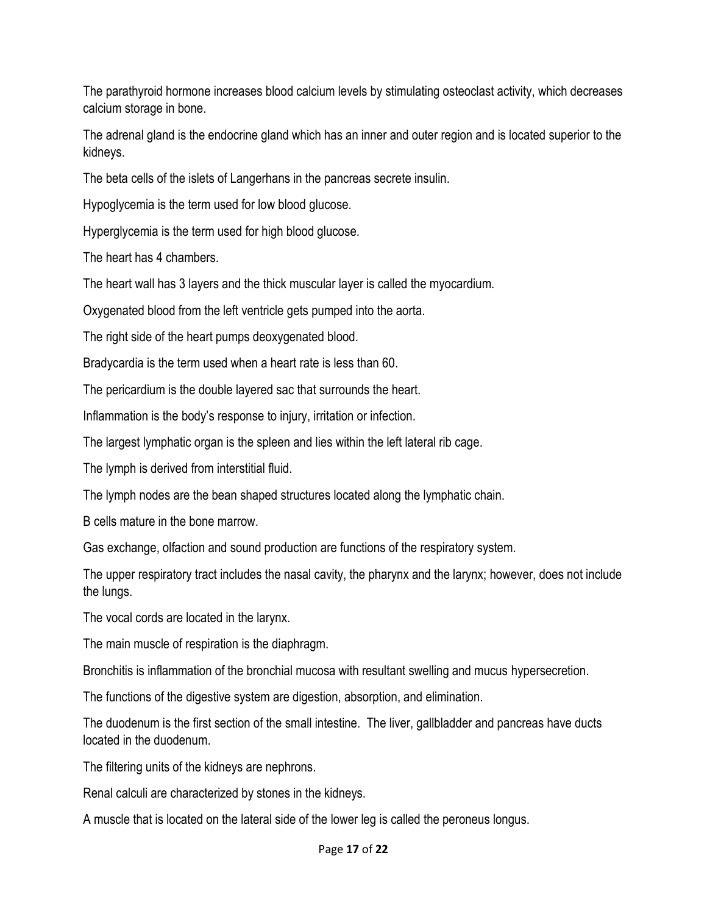The parathyroid hormone increases blood calcium levels by stimulating osteoclast activity, which decreases calcium storage in bone.

The adrenal gland is the endocrine gland which has an inner and outer region and is located superior to the kidneys.

The beta cells of the islets of Langerhans in the pancreas secrete insulin.

Hypoglycemia is the term used for low blood glucose.

Hyperglycemia is the term used for high blood glucose.

The heart has 4 chambers.

The heart wall has 3 layers and the thick muscular layer is called the myocardium.

Oxygenated blood from the left ventricle gets pumped into the aorta.

The right side of the heart pumps deoxygenated blood.

Bradycardia is the term used when a heart rate is less than 60.

The pericardium is the double layered sac that surrounds the heart.

Inflammation is the body's response to injury, irritation or infection.

The largest lymphatic organ is the spleen and lies within the left lateral rib cage.

The lymph is derived from interstitial fluid.

The lymph nodes are the bean shaped structures located along the lymphatic chain.

B cells mature in the bone marrow.

Gas exchange, olfaction and sound production are functions of the respiratory system.

The upper respiratory tract includes the nasal cavity, the pharynx and the larynx; however, does not include the lungs.

The vocal cords are located in the larynx.

The main muscle of respiration is the diaphragm.

Bronchitis is inflammation of the bronchial mucosa with resultant swelling and mucus hypersecretion.

The functions of the digestive system are digestion, absorption, and elimination.

The duodenum is the first section of the small intestine. The liver, gallbladder and pancreas have ducts located in the duodenum.

The filtering units of the kidneys are nephrons.

Renal calculi are characterized by stones in the kidneys.

A muscle that is located on the lateral side of the lower leg is called the peroneus longus.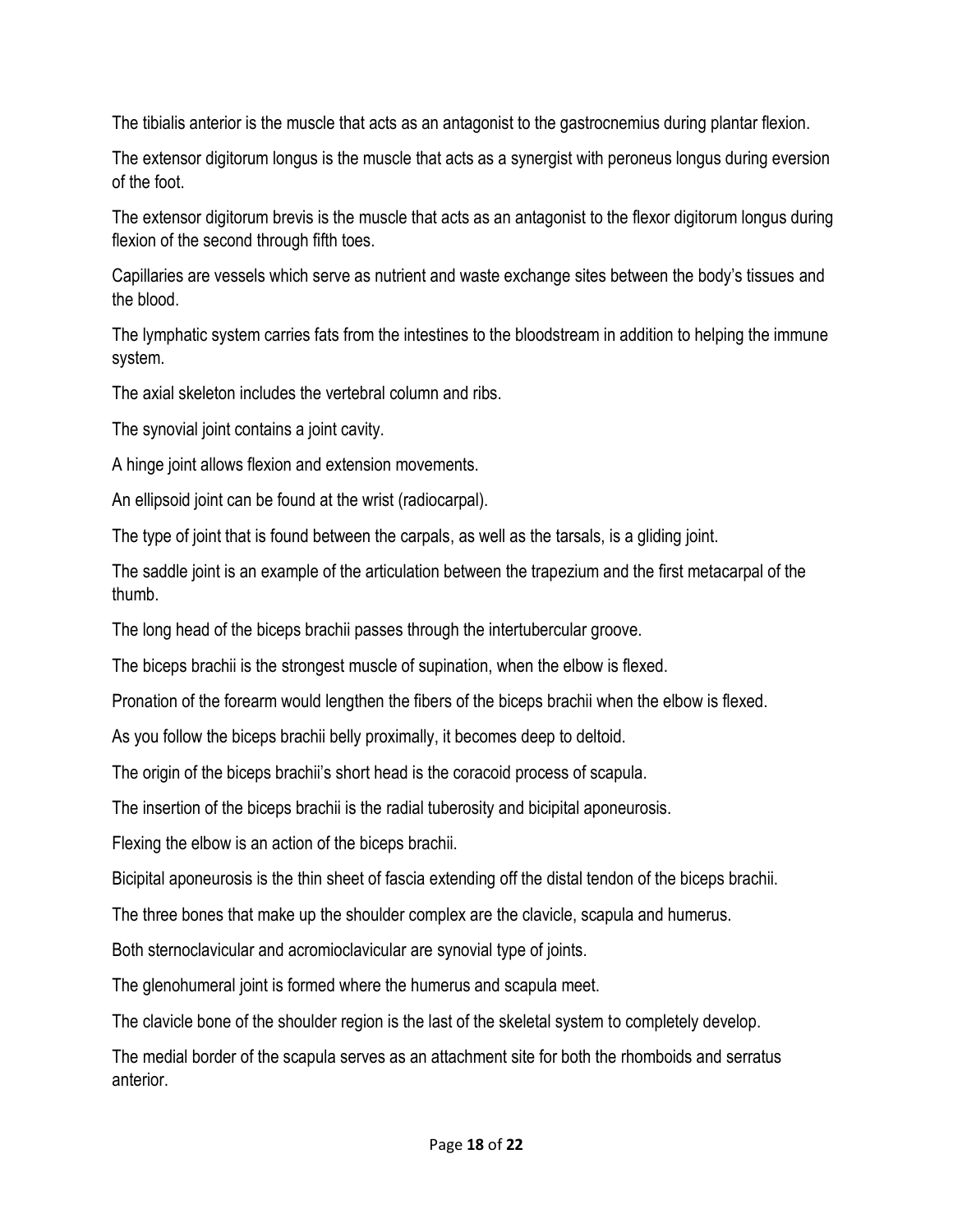The tibialis anterior is the muscle that acts as an antagonist to the gastrocnemius during plantar flexion.

The extensor digitorum longus is the muscle that acts as a synergist with peroneus longus during eversion of the foot.

The extensor digitorum brevis is the muscle that acts as an antagonist to the flexor digitorum longus during flexion of the second through fifth toes.

Capillaries are vessels which serve as nutrient and waste exchange sites between the body's tissues and the blood.

The lymphatic system carries fats from the intestines to the bloodstream in addition to helping the immune system.

The axial skeleton includes the vertebral column and ribs.

The synovial joint contains a joint cavity.

A hinge joint allows flexion and extension movements.

An ellipsoid joint can be found at the wrist (radiocarpal).

The type of joint that is found between the carpals, as well as the tarsals, is a gliding joint.

The saddle joint is an example of the articulation between the trapezium and the first metacarpal of the thumb.

The long head of the biceps brachii passes through the intertubercular groove.

The biceps brachii is the strongest muscle of supination, when the elbow is flexed.

Pronation of the forearm would lengthen the fibers of the biceps brachii when the elbow is flexed.

As you follow the biceps brachii belly proximally, it becomes deep to deltoid.

The origin of the biceps brachii's short head is the coracoid process of scapula.

The insertion of the biceps brachii is the radial tuberosity and bicipital aponeurosis.

Flexing the elbow is an action of the biceps brachii.

Bicipital aponeurosis is the thin sheet of fascia extending off the distal tendon of the biceps brachii.

The three bones that make up the shoulder complex are the clavicle, scapula and humerus.

Both sternoclavicular and acromioclavicular are synovial type of joints.

The glenohumeral joint is formed where the humerus and scapula meet.

The clavicle bone of the shoulder region is the last of the skeletal system to completely develop.

The medial border of the scapula serves as an attachment site for both the rhomboids and serratus anterior.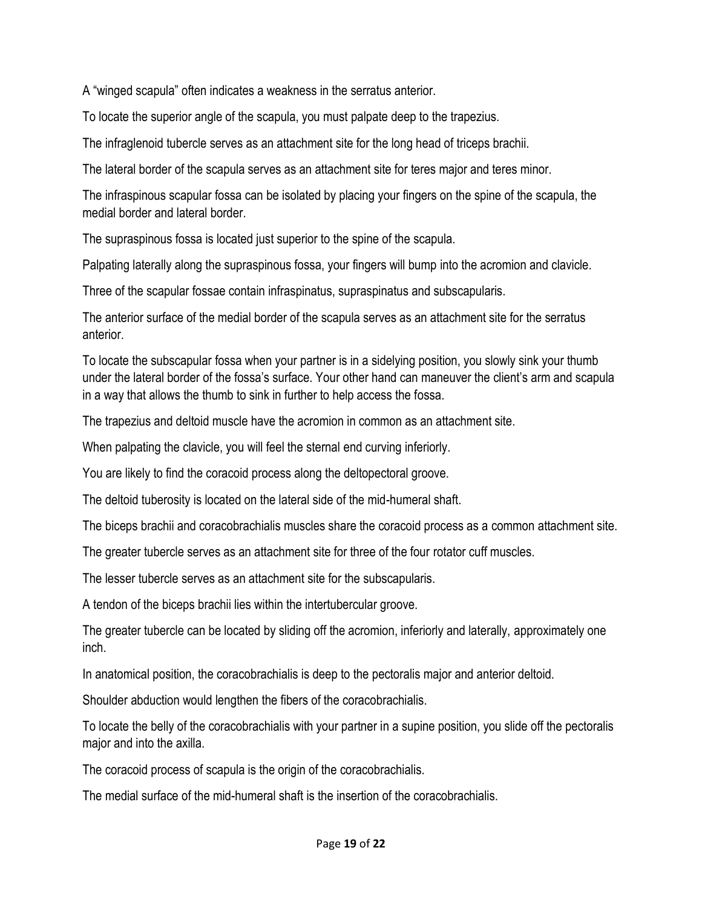A “winged scapula” often indicates a weakness in the serratus anterior.

To locate the superior angle of the scapula, you must palpate deep to the trapezius.

The infraglenoid tubercle serves as an attachment site for the long head of triceps brachii.

The lateral border of the scapula serves as an attachment site for teres major and teres minor.

The infraspinous scapular fossa can be isolated by placing your fingers on the spine of the scapula, the medial border and lateral border.

The supraspinous fossa is located just superior to the spine of the scapula.

Palpating laterally along the supraspinous fossa, your fingers will bump into the acromion and clavicle.

Three of the scapular fossae contain infraspinatus, supraspinatus and subscapularis.

The anterior surface of the medial border of the scapula serves as an attachment site for the serratus anterior.

To locate the subscapular fossa when your partner is in a sidelying position, you slowly sink your thumb under the lateral border of the fossa’s surface. Your other hand can maneuver the client’s arm and scapula in a way that allows the thumb to sink in further to help access the fossa.

The trapezius and deltoid muscle have the acromion in common as an attachment site.

When palpating the clavicle, you will feel the sternal end curving inferiorly.

You are likely to find the coracoid process along the deltopectoral groove.

The deltoid tuberosity is located on the lateral side of the mid-humeral shaft.

The biceps brachii and coracobrachialis muscles share the coracoid process as a common attachment site.

The greater tubercle serves as an attachment site for three of the four rotator cuff muscles.

The lesser tubercle serves as an attachment site for the subscapularis.

A tendon of the biceps brachii lies within the intertubercular groove.

The greater tubercle can be located by sliding off the acromion, inferiorly and laterally, approximately one inch.

In anatomical position, the coracobrachialis is deep to the pectoralis major and anterior deltoid.

Shoulder abduction would lengthen the fibers of the coracobrachialis.

To locate the belly of the coracobrachialis with your partner in a supine position, you slide off the pectoralis major and into the axilla.

The coracoid process of scapula is the origin of the coracobrachialis.

The medial surface of the mid-humeral shaft is the insertion of the coracobrachialis.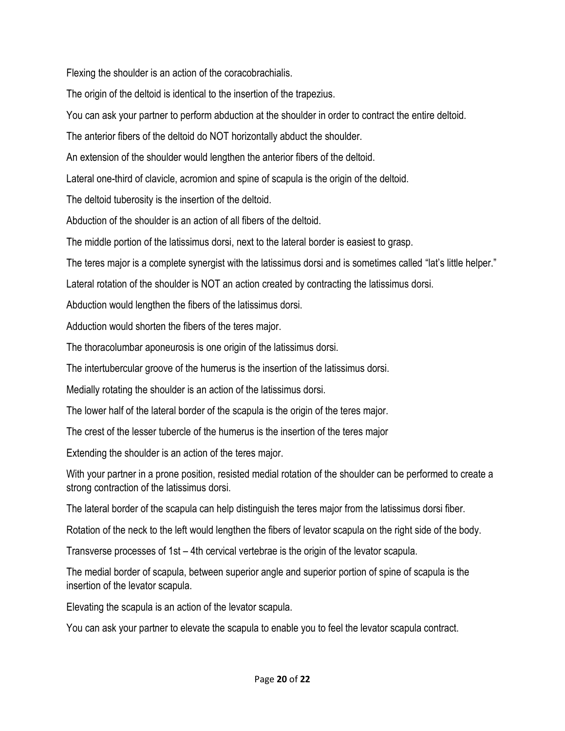Flexing the shoulder is an action of the coracobrachialis.

The origin of the deltoid is identical to the insertion of the trapezius.

You can ask your partner to perform abduction at the shoulder in order to contract the entire deltoid.

The anterior fibers of the deltoid do NOT horizontally abduct the shoulder.

An extension of the shoulder would lengthen the anterior fibers of the deltoid.

Lateral one-third of clavicle, acromion and spine of scapula is the origin of the deltoid.

The deltoid tuberosity is the insertion of the deltoid.

Abduction of the shoulder is an action of all fibers of the deltoid.

The middle portion of the latissimus dorsi, next to the lateral border is easiest to grasp.

The teres major is a complete synergist with the latissimus dorsi and is sometimes called "lat's little helper."

Lateral rotation of the shoulder is NOT an action created by contracting the latissimus dorsi.

Abduction would lengthen the fibers of the latissimus dorsi.

Adduction would shorten the fibers of the teres major.

The thoracolumbar aponeurosis is one origin of the latissimus dorsi.

The intertubercular groove of the humerus is the insertion of the latissimus dorsi.

Medially rotating the shoulder is an action of the latissimus dorsi.

The lower half of the lateral border of the scapula is the origin of the teres major.

The crest of the lesser tubercle of the humerus is the insertion of the teres major

Extending the shoulder is an action of the teres major.

With your partner in a prone position, resisted medial rotation of the shoulder can be performed to create a strong contraction of the latissimus dorsi.

The lateral border of the scapula can help distinguish the teres major from the latissimus dorsi fiber.

Rotation of the neck to the left would lengthen the fibers of levator scapula on the right side of the body.

Transverse processes of 1st – 4th cervical vertebrae is the origin of the levator scapula.

The medial border of scapula, between superior angle and superior portion of spine of scapula is the insertion of the levator scapula.

Elevating the scapula is an action of the levator scapula.

You can ask your partner to elevate the scapula to enable you to feel the levator scapula contract.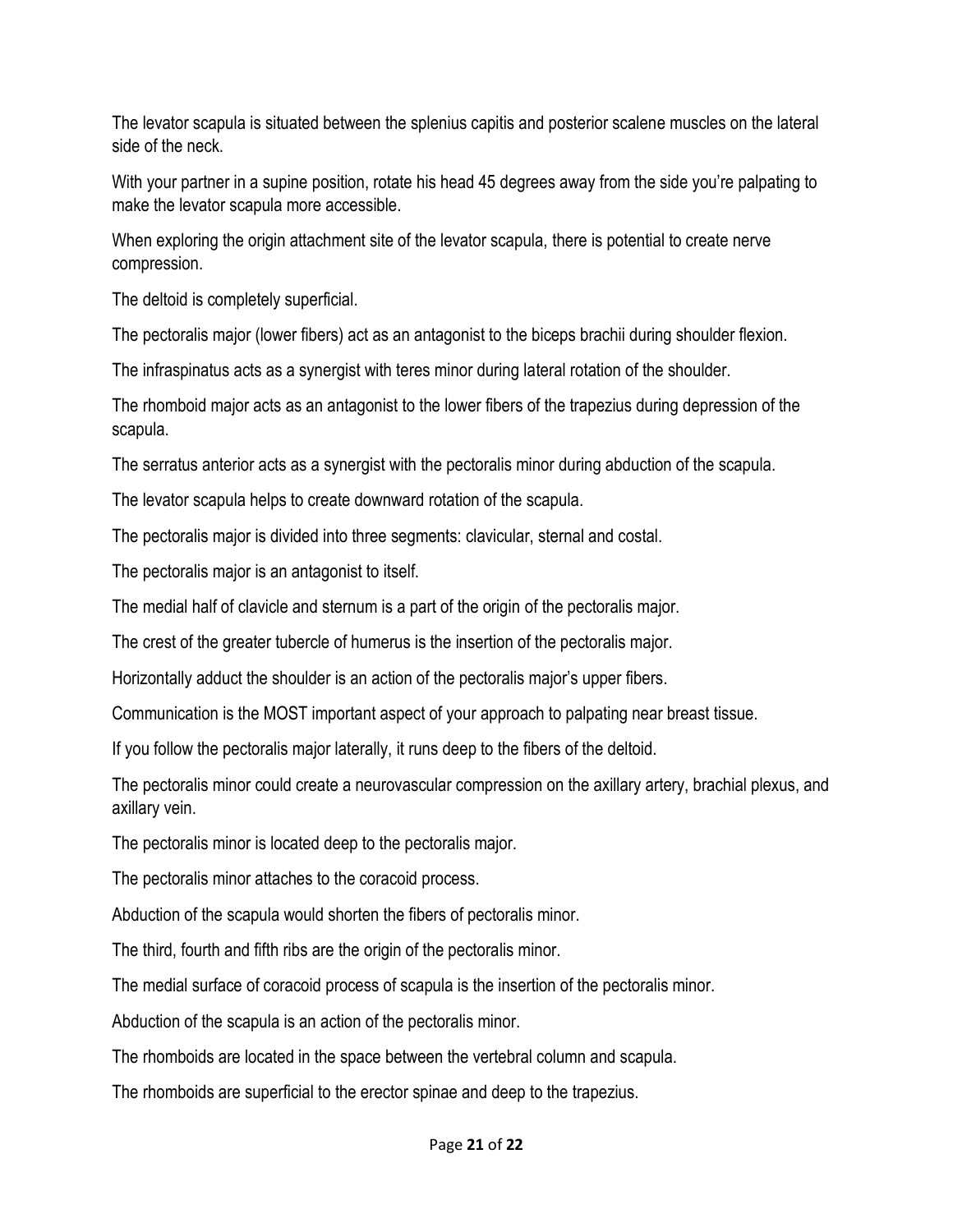The levator scapula is situated between the splenius capitis and posterior scalene muscles on the lateral side of the neck.

With your partner in a supine position, rotate his head 45 degrees away from the side you're palpating to make the levator scapula more accessible.

When exploring the origin attachment site of the levator scapula, there is potential to create nerve compression.

The deltoid is completely superficial.

The pectoralis major (lower fibers) act as an antagonist to the biceps brachii during shoulder flexion.

The infraspinatus acts as a synergist with teres minor during lateral rotation of the shoulder.

The rhomboid major acts as an antagonist to the lower fibers of the trapezius during depression of the scapula.

The serratus anterior acts as a synergist with the pectoralis minor during abduction of the scapula.

The levator scapula helps to create downward rotation of the scapula.

The pectoralis major is divided into three segments: clavicular, sternal and costal.

The pectoralis major is an antagonist to itself.

The medial half of clavicle and sternum is a part of the origin of the pectoralis major.

The crest of the greater tubercle of humerus is the insertion of the pectoralis major.

Horizontally adduct the shoulder is an action of the pectoralis major's upper fibers.

Communication is the MOST important aspect of your approach to palpating near breast tissue.

If you follow the pectoralis major laterally, it runs deep to the fibers of the deltoid.

The pectoralis minor could create a neurovascular compression on the axillary artery, brachial plexus, and axillary vein.

The pectoralis minor is located deep to the pectoralis major.

The pectoralis minor attaches to the coracoid process.

Abduction of the scapula would shorten the fibers of pectoralis minor.

The third, fourth and fifth ribs are the origin of the pectoralis minor.

The medial surface of coracoid process of scapula is the insertion of the pectoralis minor.

Abduction of the scapula is an action of the pectoralis minor.

The rhomboids are located in the space between the vertebral column and scapula.

The rhomboids are superficial to the erector spinae and deep to the trapezius.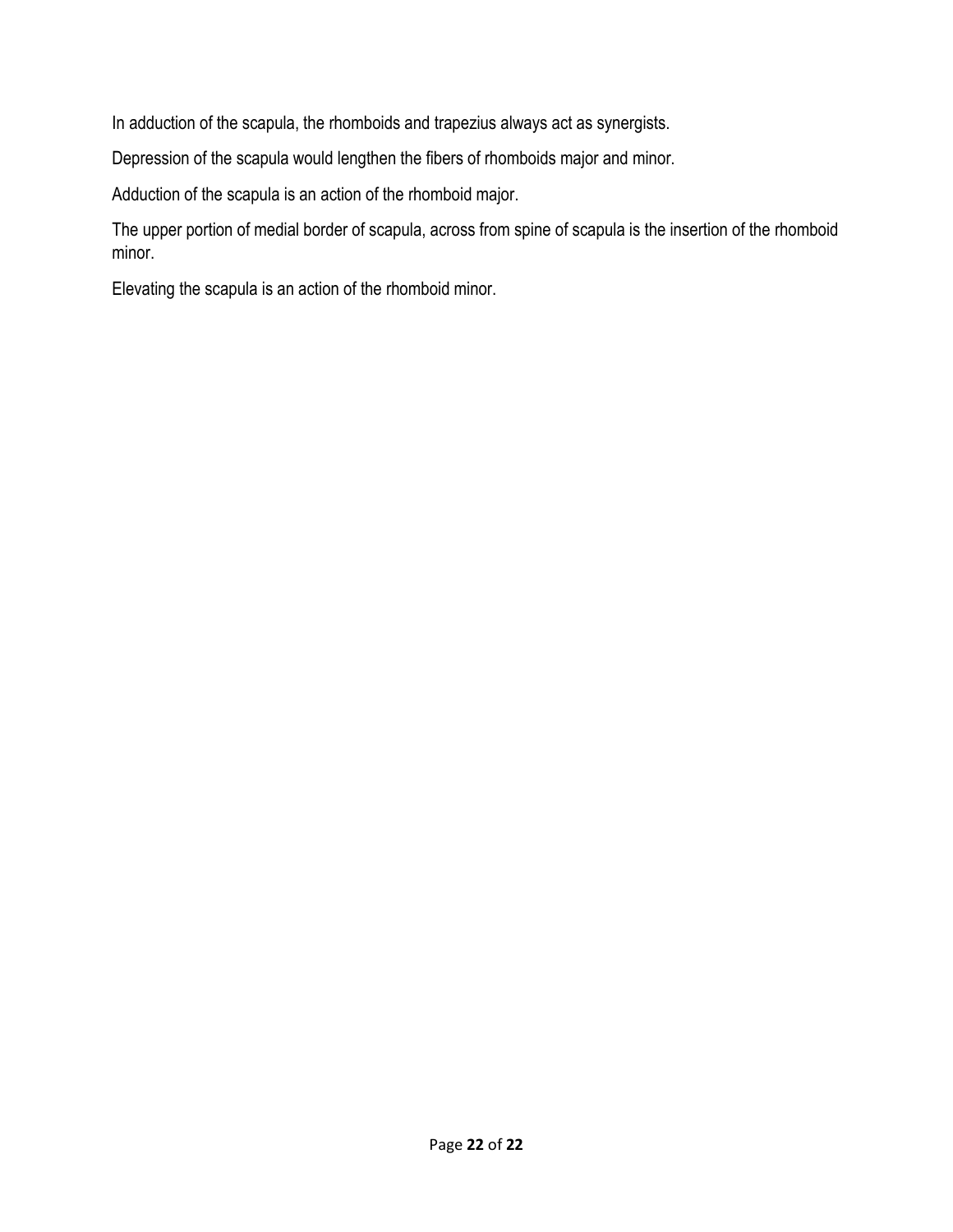In adduction of the scapula, the rhomboids and trapezius always act as synergists.

Depression of the scapula would lengthen the fibers of rhomboids major and minor.

Adduction of the scapula is an action of the rhomboid major.

The upper portion of medial border of scapula, across from spine of scapula is the insertion of the rhomboid minor.

Elevating the scapula is an action of the rhomboid minor.